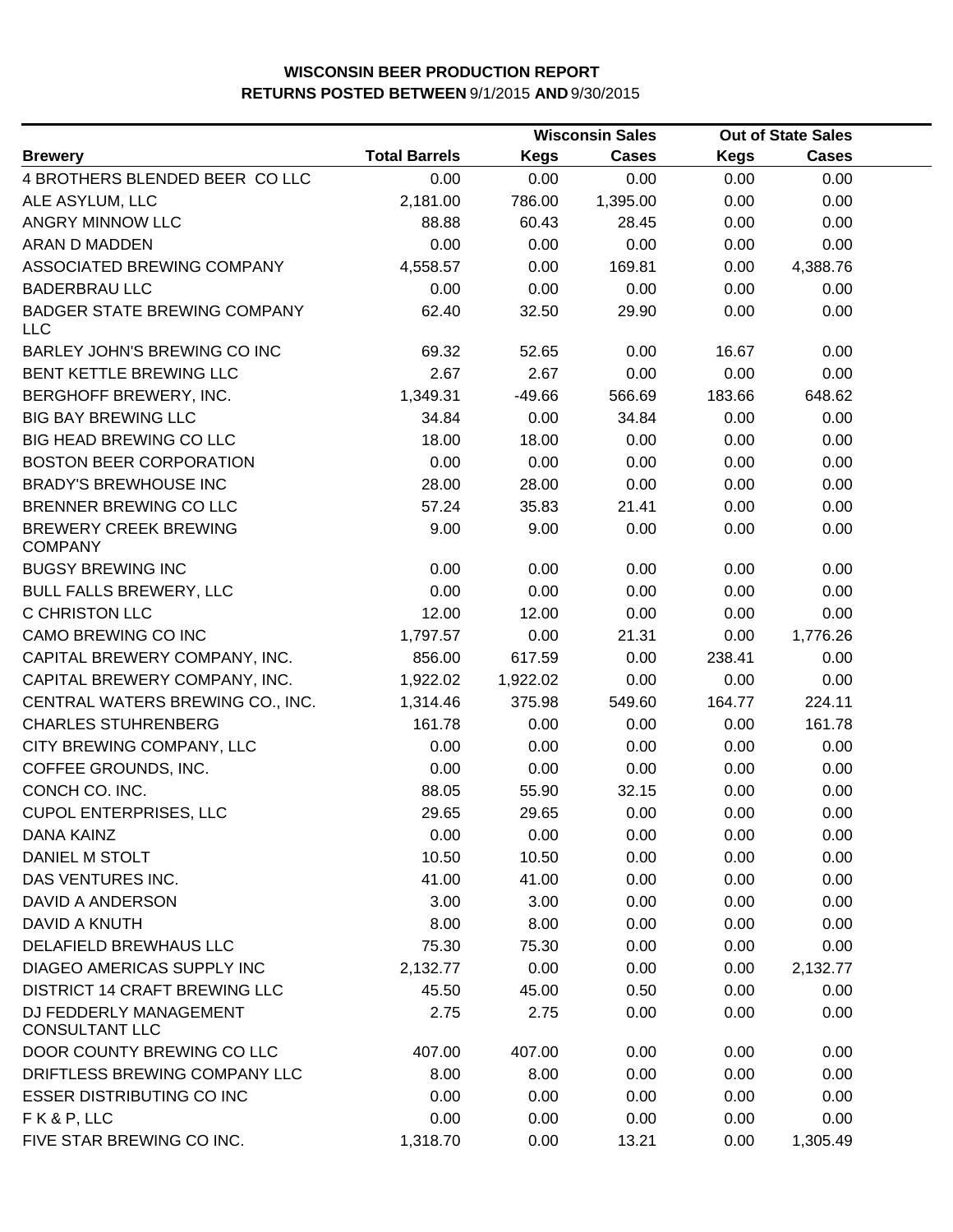**WISCONSIN BEER PRODUCTION REPORT**
**RETURNS POSTED BETWEEN 9/1/2015 AND 9/30/2015**

| | | Wisconsin Sales | | Out of State Sales | |
|---|---|---|---|---|---|
| **Brewery** | **Total Barrels** | **Kegs** | **Cases** | **Kegs** | **Cases** |
| 4 BROTHERS BLENDED BEER CO LLC | 0.00 | 0.00 | 0.00 | 0.00 | 0.00 |
| ALE ASYLUM, LLC | 2,181.00 | 786.00 | 1,395.00 | 0.00 | 0.00 |
| ANGRY MINNOW LLC | 88.88 | 60.43 | 28.45 | 0.00 | 0.00 |
| ARAN D MADDEN | 0.00 | 0.00 | 0.00 | 0.00 | 0.00 |
| ASSOCIATED BREWING COMPANY | 4,558.57 | 0.00 | 169.81 | 0.00 | 4,388.76 |
| BADERBRAU LLC | 0.00 | 0.00 | 0.00 | 0.00 | 0.00 |
| BADGER STATE BREWING COMPANY LLC | 62.40 | 32.50 | 29.90 | 0.00 | 0.00 |
| BARLEY JOHN'S BREWING CO INC | 69.32 | 52.65 | 0.00 | 16.67 | 0.00 |
| BENT KETTLE BREWING LLC | 2.67 | 2.67 | 0.00 | 0.00 | 0.00 |
| BERGHOFF BREWERY, INC. | 1,349.31 | -49.66 | 566.69 | 183.66 | 648.62 |
| BIG BAY BREWING LLC | 34.84 | 0.00 | 34.84 | 0.00 | 0.00 |
| BIG HEAD BREWING CO LLC | 18.00 | 18.00 | 0.00 | 0.00 | 0.00 |
| BOSTON BEER CORPORATION | 0.00 | 0.00 | 0.00 | 0.00 | 0.00 |
| BRADY'S BREWHOUSE INC | 28.00 | 28.00 | 0.00 | 0.00 | 0.00 |
| BRENNER BREWING CO LLC | 57.24 | 35.83 | 21.41 | 0.00 | 0.00 |
| BREWERY CREEK BREWING COMPANY | 9.00 | 9.00 | 0.00 | 0.00 | 0.00 |
| BUGSY BREWING INC | 0.00 | 0.00 | 0.00 | 0.00 | 0.00 |
| BULL FALLS BREWERY, LLC | 0.00 | 0.00 | 0.00 | 0.00 | 0.00 |
| C CHRISTON LLC | 12.00 | 12.00 | 0.00 | 0.00 | 0.00 |
| CAMO BREWING CO INC | 1,797.57 | 0.00 | 21.31 | 0.00 | 1,776.26 |
| CAPITAL BREWERY COMPANY, INC. | 856.00 | 617.59 | 0.00 | 238.41 | 0.00 |
| CAPITAL BREWERY COMPANY, INC. | 1,922.02 | 1,922.02 | 0.00 | 0.00 | 0.00 |
| CENTRAL WATERS BREWING CO., INC. | 1,314.46 | 375.98 | 549.60 | 164.77 | 224.11 |
| CHARLES STUHRENBERG | 161.78 | 0.00 | 0.00 | 0.00 | 161.78 |
| CITY BREWING COMPANY, LLC | 0.00 | 0.00 | 0.00 | 0.00 | 0.00 |
| COFFEE GROUNDS, INC. | 0.00 | 0.00 | 0.00 | 0.00 | 0.00 |
| CONCH CO. INC. | 88.05 | 55.90 | 32.15 | 0.00 | 0.00 |
| CUPOL ENTERPRISES, LLC | 29.65 | 29.65 | 0.00 | 0.00 | 0.00 |
| DANA KAINZ | 0.00 | 0.00 | 0.00 | 0.00 | 0.00 |
| DANIEL M STOLT | 10.50 | 10.50 | 0.00 | 0.00 | 0.00 |
| DAS VENTURES INC. | 41.00 | 41.00 | 0.00 | 0.00 | 0.00 |
| DAVID A ANDERSON | 3.00 | 3.00 | 0.00 | 0.00 | 0.00 |
| DAVID A KNUTH | 8.00 | 8.00 | 0.00 | 0.00 | 0.00 |
| DELAFIELD BREWHAUS LLC | 75.30 | 75.30 | 0.00 | 0.00 | 0.00 |
| DIAGEO AMERICAS SUPPLY INC | 2,132.77 | 0.00 | 0.00 | 0.00 | 2,132.77 |
| DISTRICT 14 CRAFT BREWING LLC | 45.50 | 45.00 | 0.50 | 0.00 | 0.00 |
| DJ FEDDERLY MANAGEMENT CONSULTANT LLC | 2.75 | 2.75 | 0.00 | 0.00 | 0.00 |
| DOOR COUNTY BREWING CO LLC | 407.00 | 407.00 | 0.00 | 0.00 | 0.00 |
| DRIFTLESS BREWING COMPANY LLC | 8.00 | 8.00 | 0.00 | 0.00 | 0.00 |
| ESSER DISTRIBUTING CO INC | 0.00 | 0.00 | 0.00 | 0.00 | 0.00 |
| F K & P, LLC | 0.00 | 0.00 | 0.00 | 0.00 | 0.00 |
| FIVE STAR BREWING CO INC. | 1,318.70 | 0.00 | 13.21 | 0.00 | 1,305.49 |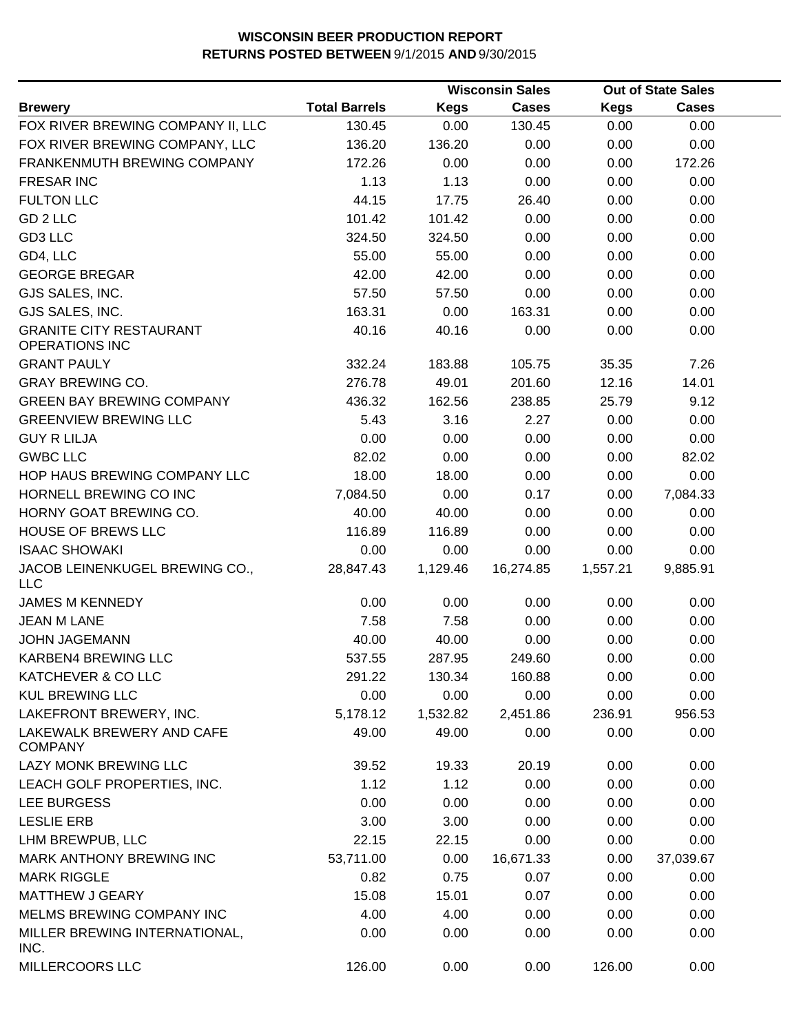**WISCONSIN BEER PRODUCTION REPORT**
**RETURNS POSTED BETWEEN 9/1/2015 AND 9/30/2015**

| Brewery | Total Barrels | Wisconsin Sales Kegs | Wisconsin Sales Cases | Out of State Sales Kegs | Out of State Sales Cases |
|---|---|---|---|---|---|
| FOX RIVER BREWING COMPANY II, LLC | 130.45 | 0.00 | 130.45 | 0.00 | 0.00 |
| FOX RIVER BREWING COMPANY, LLC | 136.20 | 136.20 | 0.00 | 0.00 | 0.00 |
| FRANKENMUTH BREWING COMPANY | 172.26 | 0.00 | 0.00 | 0.00 | 172.26 |
| FRESAR INC | 1.13 | 1.13 | 0.00 | 0.00 | 0.00 |
| FULTON LLC | 44.15 | 17.75 | 26.40 | 0.00 | 0.00 |
| GD 2 LLC | 101.42 | 101.42 | 0.00 | 0.00 | 0.00 |
| GD3 LLC | 324.50 | 324.50 | 0.00 | 0.00 | 0.00 |
| GD4, LLC | 55.00 | 55.00 | 0.00 | 0.00 | 0.00 |
| GEORGE BREGAR | 42.00 | 42.00 | 0.00 | 0.00 | 0.00 |
| GJS SALES, INC. | 57.50 | 57.50 | 0.00 | 0.00 | 0.00 |
| GJS SALES, INC. | 163.31 | 0.00 | 163.31 | 0.00 | 0.00 |
| GRANITE CITY RESTAURANT OPERATIONS INC | 40.16 | 40.16 | 0.00 | 0.00 | 0.00 |
| GRANT PAULY | 332.24 | 183.88 | 105.75 | 35.35 | 7.26 |
| GRAY BREWING CO. | 276.78 | 49.01 | 201.60 | 12.16 | 14.01 |
| GREEN BAY BREWING COMPANY | 436.32 | 162.56 | 238.85 | 25.79 | 9.12 |
| GREENVIEW BREWING LLC | 5.43 | 3.16 | 2.27 | 0.00 | 0.00 |
| GUY R LILJA | 0.00 | 0.00 | 0.00 | 0.00 | 0.00 |
| GWBC LLC | 82.02 | 0.00 | 0.00 | 0.00 | 82.02 |
| HOP HAUS BREWING COMPANY LLC | 18.00 | 18.00 | 0.00 | 0.00 | 0.00 |
| HORNELL BREWING CO INC | 7,084.50 | 0.00 | 0.17 | 0.00 | 7,084.33 |
| HORNY GOAT BREWING CO. | 40.00 | 40.00 | 0.00 | 0.00 | 0.00 |
| HOUSE OF BREWS LLC | 116.89 | 116.89 | 0.00 | 0.00 | 0.00 |
| ISAAC SHOWAKI | 0.00 | 0.00 | 0.00 | 0.00 | 0.00 |
| JACOB LEINENKUGEL BREWING CO., LLC | 28,847.43 | 1,129.46 | 16,274.85 | 1,557.21 | 9,885.91 |
| JAMES M KENNEDY | 0.00 | 0.00 | 0.00 | 0.00 | 0.00 |
| JEAN M LANE | 7.58 | 7.58 | 0.00 | 0.00 | 0.00 |
| JOHN JAGEMANN | 40.00 | 40.00 | 0.00 | 0.00 | 0.00 |
| KARBEN4 BREWING LLC | 537.55 | 287.95 | 249.60 | 0.00 | 0.00 |
| KATCHEVER & CO LLC | 291.22 | 130.34 | 160.88 | 0.00 | 0.00 |
| KUL BREWING LLC | 0.00 | 0.00 | 0.00 | 0.00 | 0.00 |
| LAKEFRONT BREWERY, INC. | 5,178.12 | 1,532.82 | 2,451.86 | 236.91 | 956.53 |
| LAKEWALK BREWERY AND CAFE COMPANY | 49.00 | 49.00 | 0.00 | 0.00 | 0.00 |
| LAZY MONK BREWING LLC | 39.52 | 19.33 | 20.19 | 0.00 | 0.00 |
| LEACH GOLF PROPERTIES, INC. | 1.12 | 1.12 | 0.00 | 0.00 | 0.00 |
| LEE BURGESS | 0.00 | 0.00 | 0.00 | 0.00 | 0.00 |
| LESLIE ERB | 3.00 | 3.00 | 0.00 | 0.00 | 0.00 |
| LHM BREWPUB, LLC | 22.15 | 22.15 | 0.00 | 0.00 | 0.00 |
| MARK ANTHONY BREWING INC | 53,711.00 | 0.00 | 16,671.33 | 0.00 | 37,039.67 |
| MARK RIGGLE | 0.82 | 0.75 | 0.07 | 0.00 | 0.00 |
| MATTHEW J GEARY | 15.08 | 15.01 | 0.07 | 0.00 | 0.00 |
| MELMS BREWING COMPANY INC | 4.00 | 4.00 | 0.00 | 0.00 | 0.00 |
| MILLER BREWING INTERNATIONAL, INC. | 0.00 | 0.00 | 0.00 | 0.00 | 0.00 |
| MILLERCOORS LLC | 126.00 | 0.00 | 0.00 | 126.00 | 0.00 |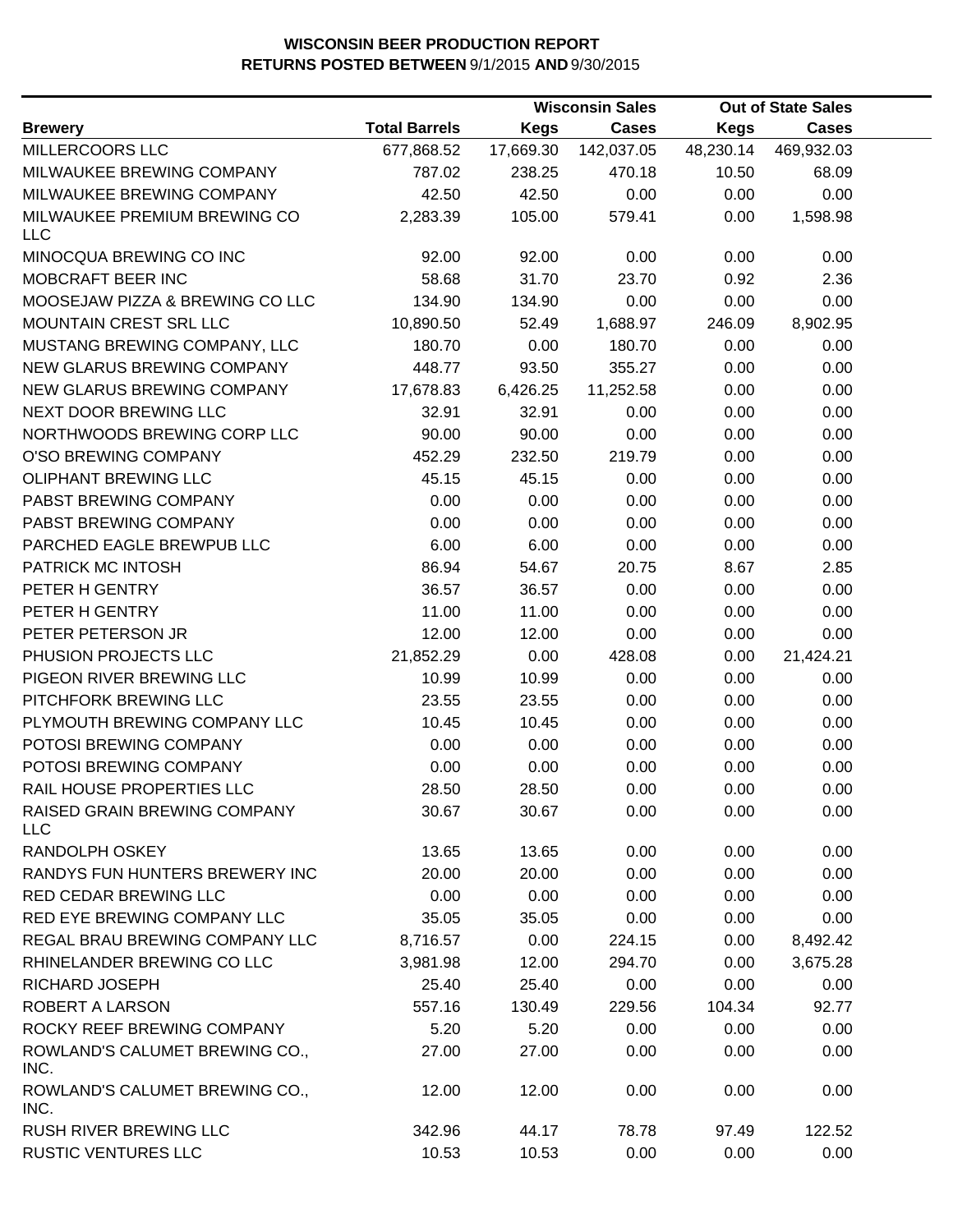**WISCONSIN BEER PRODUCTION REPORT**
**RETURNS POSTED BETWEEN** 9/1/2015 **AND** 9/30/2015

| Brewery | Total Barrels | Wisconsin Sales | | Out of State Sales | |
|---|---|---|---|---|---|
| | | Kegs | Cases | Kegs | Cases |
| MILLERCOORS LLC | 677,868.52 | 17,669.30 | 142,037.05 | 48,230.14 | 469,932.03 |
| MILWAUKEE BREWING COMPANY | 787.02 | 238.25 | 470.18 | 10.50 | 68.09 |
| MILWAUKEE BREWING COMPANY | 42.50 | 42.50 | 0.00 | 0.00 | 0.00 |
| MILWAUKEE PREMIUM BREWING CO LLC | 2,283.39 | 105.00 | 579.41 | 0.00 | 1,598.98 |
| MINOCQUA BREWING CO INC | 92.00 | 92.00 | 0.00 | 0.00 | 0.00 |
| MOBCRAFT BEER INC | 58.68 | 31.70 | 23.70 | 0.92 | 2.36 |
| MOOSEJAW PIZZA & BREWING CO LLC | 134.90 | 134.90 | 0.00 | 0.00 | 0.00 |
| MOUNTAIN CREST SRL LLC | 10,890.50 | 52.49 | 1,688.97 | 246.09 | 8,902.95 |
| MUSTANG BREWING COMPANY, LLC | 180.70 | 0.00 | 180.70 | 0.00 | 0.00 |
| NEW GLARUS BREWING COMPANY | 448.77 | 93.50 | 355.27 | 0.00 | 0.00 |
| NEW GLARUS BREWING COMPANY | 17,678.83 | 6,426.25 | 11,252.58 | 0.00 | 0.00 |
| NEXT DOOR BREWING LLC | 32.91 | 32.91 | 0.00 | 0.00 | 0.00 |
| NORTHWOODS BREWING CORP LLC | 90.00 | 90.00 | 0.00 | 0.00 | 0.00 |
| O'SO BREWING COMPANY | 452.29 | 232.50 | 219.79 | 0.00 | 0.00 |
| OLIPHANT BREWING LLC | 45.15 | 45.15 | 0.00 | 0.00 | 0.00 |
| PABST BREWING COMPANY | 0.00 | 0.00 | 0.00 | 0.00 | 0.00 |
| PABST BREWING COMPANY | 0.00 | 0.00 | 0.00 | 0.00 | 0.00 |
| PARCHED EAGLE BREWPUB LLC | 6.00 | 6.00 | 0.00 | 0.00 | 0.00 |
| PATRICK MC INTOSH | 86.94 | 54.67 | 20.75 | 8.67 | 2.85 |
| PETER H GENTRY | 36.57 | 36.57 | 0.00 | 0.00 | 0.00 |
| PETER H GENTRY | 11.00 | 11.00 | 0.00 | 0.00 | 0.00 |
| PETER PETERSON JR | 12.00 | 12.00 | 0.00 | 0.00 | 0.00 |
| PHUSION PROJECTS LLC | 21,852.29 | 0.00 | 428.08 | 0.00 | 21,424.21 |
| PIGEON RIVER BREWING LLC | 10.99 | 10.99 | 0.00 | 0.00 | 0.00 |
| PITCHFORK BREWING LLC | 23.55 | 23.55 | 0.00 | 0.00 | 0.00 |
| PLYMOUTH BREWING COMPANY LLC | 10.45 | 10.45 | 0.00 | 0.00 | 0.00 |
| POTOSI BREWING COMPANY | 0.00 | 0.00 | 0.00 | 0.00 | 0.00 |
| POTOSI BREWING COMPANY | 0.00 | 0.00 | 0.00 | 0.00 | 0.00 |
| RAIL HOUSE PROPERTIES LLC | 28.50 | 28.50 | 0.00 | 0.00 | 0.00 |
| RAISED GRAIN BREWING COMPANY LLC | 30.67 | 30.67 | 0.00 | 0.00 | 0.00 |
| RANDOLPH OSKEY | 13.65 | 13.65 | 0.00 | 0.00 | 0.00 |
| RANDYS FUN HUNTERS BREWERY INC | 20.00 | 20.00 | 0.00 | 0.00 | 0.00 |
| RED CEDAR BREWING LLC | 0.00 | 0.00 | 0.00 | 0.00 | 0.00 |
| RED EYE BREWING COMPANY LLC | 35.05 | 35.05 | 0.00 | 0.00 | 0.00 |
| REGAL BRAU BREWING COMPANY LLC | 8,716.57 | 0.00 | 224.15 | 0.00 | 8,492.42 |
| RHINELANDER BREWING CO LLC | 3,981.98 | 12.00 | 294.70 | 0.00 | 3,675.28 |
| RICHARD JOSEPH | 25.40 | 25.40 | 0.00 | 0.00 | 0.00 |
| ROBERT A LARSON | 557.16 | 130.49 | 229.56 | 104.34 | 92.77 |
| ROCKY REEF BREWING COMPANY | 5.20 | 5.20 | 0.00 | 0.00 | 0.00 |
| ROWLAND'S CALUMET BREWING CO., INC. | 27.00 | 27.00 | 0.00 | 0.00 | 0.00 |
| ROWLAND'S CALUMET BREWING CO., INC. | 12.00 | 12.00 | 0.00 | 0.00 | 0.00 |
| RUSH RIVER BREWING LLC | 342.96 | 44.17 | 78.78 | 97.49 | 122.52 |
| RUSTIC VENTURES LLC | 10.53 | 10.53 | 0.00 | 0.00 | 0.00 |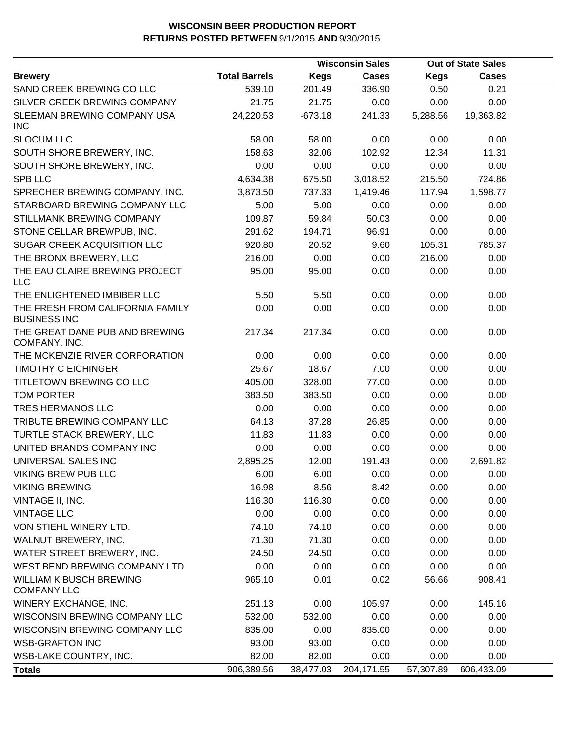**WISCONSIN BEER PRODUCTION REPORT**
**RETURNS POSTED BETWEEN** 9/1/2015 **AND** 9/30/2015

| | | Wisconsin Sales | | Out of State Sales | |
|---|---|---|---|---|---|
| **Brewery** | **Total Barrels** | **Kegs** | **Cases** | **Kegs** | **Cases** |
| SAND CREEK BREWING CO LLC | 539.10 | 201.49 | 336.90 | 0.50 | 0.21 |
| SILVER CREEK BREWING COMPANY | 21.75 | 21.75 | 0.00 | 0.00 | 0.00 |
| SLEEMAN BREWING COMPANY USA INC | 24,220.53 | -673.18 | 241.33 | 5,288.56 | 19,363.82 |
| SLOCUM LLC | 58.00 | 58.00 | 0.00 | 0.00 | 0.00 |
| SOUTH SHORE BREWERY, INC. | 158.63 | 32.06 | 102.92 | 12.34 | 11.31 |
| SOUTH SHORE BREWERY, INC. | 0.00 | 0.00 | 0.00 | 0.00 | 0.00 |
| SPB LLC | 4,634.38 | 675.50 | 3,018.52 | 215.50 | 724.86 |
| SPRECHER BREWING COMPANY, INC. | 3,873.50 | 737.33 | 1,419.46 | 117.94 | 1,598.77 |
| STARBOARD BREWING COMPANY LLC | 5.00 | 5.00 | 0.00 | 0.00 | 0.00 |
| STILLMANK BREWING COMPANY | 109.87 | 59.84 | 50.03 | 0.00 | 0.00 |
| STONE CELLAR BREWPUB, INC. | 291.62 | 194.71 | 96.91 | 0.00 | 0.00 |
| SUGAR CREEK ACQUISITION LLC | 920.80 | 20.52 | 9.60 | 105.31 | 785.37 |
| THE BRONX BREWERY, LLC | 216.00 | 0.00 | 0.00 | 216.00 | 0.00 |
| THE EAU CLAIRE BREWING PROJECT LLC | 95.00 | 95.00 | 0.00 | 0.00 | 0.00 |
| THE ENLIGHTENED IMBIBER LLC | 5.50 | 5.50 | 0.00 | 0.00 | 0.00 |
| THE FRESH FROM CALIFORNIA FAMILY BUSINESS INC | 0.00 | 0.00 | 0.00 | 0.00 | 0.00 |
| THE GREAT DANE PUB AND BREWING COMPANY, INC. | 217.34 | 217.34 | 0.00 | 0.00 | 0.00 |
| THE MCKENZIE RIVER CORPORATION | 0.00 | 0.00 | 0.00 | 0.00 | 0.00 |
| TIMOTHY C EICHINGER | 25.67 | 18.67 | 7.00 | 0.00 | 0.00 |
| TITLETOWN BREWING CO LLC | 405.00 | 328.00 | 77.00 | 0.00 | 0.00 |
| TOM PORTER | 383.50 | 383.50 | 0.00 | 0.00 | 0.00 |
| TRES HERMANOS LLC | 0.00 | 0.00 | 0.00 | 0.00 | 0.00 |
| TRIBUTE BREWING COMPANY LLC | 64.13 | 37.28 | 26.85 | 0.00 | 0.00 |
| TURTLE STACK BREWERY, LLC | 11.83 | 11.83 | 0.00 | 0.00 | 0.00 |
| UNITED BRANDS COMPANY INC | 0.00 | 0.00 | 0.00 | 0.00 | 0.00 |
| UNIVERSAL SALES INC | 2,895.25 | 12.00 | 191.43 | 0.00 | 2,691.82 |
| VIKING BREW PUB LLC | 6.00 | 6.00 | 0.00 | 0.00 | 0.00 |
| VIKING BREWING | 16.98 | 8.56 | 8.42 | 0.00 | 0.00 |
| VINTAGE II, INC. | 116.30 | 116.30 | 0.00 | 0.00 | 0.00 |
| VINTAGE LLC | 0.00 | 0.00 | 0.00 | 0.00 | 0.00 |
| VON STIEHL WINERY LTD. | 74.10 | 74.10 | 0.00 | 0.00 | 0.00 |
| WALNUT BREWERY, INC. | 71.30 | 71.30 | 0.00 | 0.00 | 0.00 |
| WATER STREET BREWERY, INC. | 24.50 | 24.50 | 0.00 | 0.00 | 0.00 |
| WEST BEND BREWING COMPANY LTD | 0.00 | 0.00 | 0.00 | 0.00 | 0.00 |
| WILLIAM K BUSCH BREWING COMPANY LLC | 965.10 | 0.01 | 0.02 | 56.66 | 908.41 |
| WINERY EXCHANGE, INC. | 251.13 | 0.00 | 105.97 | 0.00 | 145.16 |
| WISCONSIN BREWING COMPANY LLC | 532.00 | 532.00 | 0.00 | 0.00 | 0.00 |
| WISCONSIN BREWING COMPANY LLC | 835.00 | 0.00 | 835.00 | 0.00 | 0.00 |
| WSB-GRAFTON INC | 93.00 | 93.00 | 0.00 | 0.00 | 0.00 |
| WSB-LAKE COUNTRY, INC. | 82.00 | 82.00 | 0.00 | 0.00 | 0.00 |
| **Totals** | 906,389.56 | 38,477.03 | 204,171.55 | 57,307.89 | 606,433.09 |